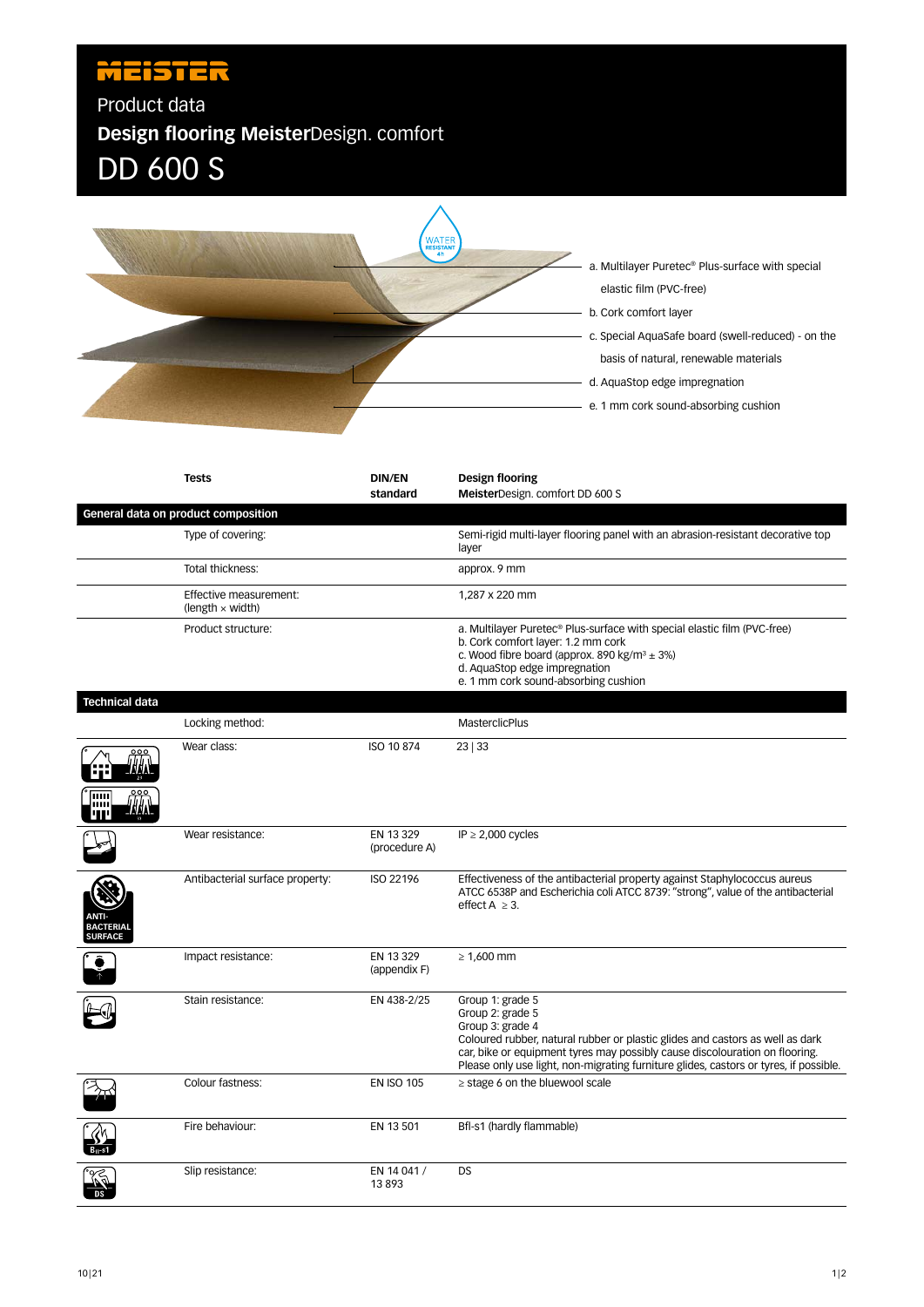MEISTER

Product data

# Design flooring MeisterDesign. comfort

# DD 600 S

WATER RESISTANT

a. Multilayer Puretec® Plus-surface with special elastic film (PVC-free)

b. Cork comfort layer

c. Special AquaSafe board (swell-reduced) - on the basis of natural, renewable materials

d. AquaStop edge impregnation

e. 1 mm cork sound-absorbing cushion

| Tests | DIN/EN standard | Design flooring MeisterDesign. comfort DD 600 S |
|---|---|---|
| **General data on product composition** | | |
| Type of covering: | | Semi-rigid multi-layer flooring panel with an abrasion-resistant decorative top layer |
| Total thickness: | | approx. 9 mm |
| Effective measurement: (length × width) | | 1,287 x 220 mm |
| Product structure: | | a. Multilayer Puretec® Plus-surface with special elastic film (PVC-free)<br>b. Cork comfort layer: 1.2 mm cork<br>c. Wood fibre board (approx. 890 kg/m³ ± 3%)<br>d. AquaStop edge impregnation<br>e. 1 mm cork sound-absorbing cushion |
| **Technical data** | | |
| Locking method: | | MasterclicPlus |
| Wear class: | ISO 10 874 | 23 \| 33 |
| Wear resistance: | EN 13 329 (procedure A) | IP ≥ 2,000 cycles |
| Antibacterial surface property: | ISO 22196 | Effectiveness of the antibacterial property against Staphylococcus aureus ATCC 6538P and Escherichia coli ATCC 8739: "strong", value of the antibacterial effect A ≥ 3. |
| Impact resistance: | EN 13 329 (appendix F) | ≥ 1,600 mm |
| Stain resistance: | EN 438-2/25 | Group 1: grade 5<br>Group 2: grade 5<br>Group 3: grade 4<br>Coloured rubber, natural rubber or plastic glides and castors as well as dark car, bike or equipment tyres may possibly cause discolouration on flooring. Please only use light, non-migrating furniture glides, castors or tyres, if possible. |
| Colour fastness: | EN ISO 105 | ≥ stage 6 on the bluewool scale |
| Fire behaviour: | EN 13 501 | Bfl-s1 (hardly flammable) |
| Slip resistance: | EN 14 041 / 13 893 | DS |

10|21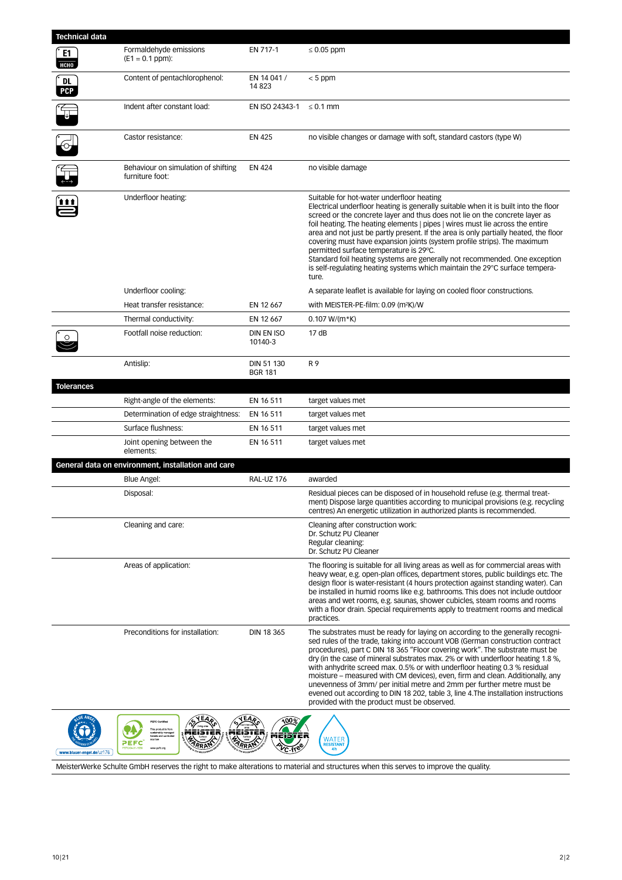| Technical data | | | |
|---|---|---|---|
| E1 HCHO | Formaldehyde emissions (E1 = 0.1 ppm): | EN 717-1 | ≤ 0.05 ppm |
| DL PCP | Content of pentachlorophenol: | EN 14 041 / 14 823 | < 5 ppm |
| | Indent after constant load: | EN ISO 24343-1 | ≤ 0.1 mm |
| | Castor resistance: | EN 425 | no visible changes or damage with soft, standard castors (type W) |
| | Behaviour on simulation of shifting furniture foot: | EN 424 | no visible damage |
| | Underfloor heating: | | Suitable for hot-water underfloor heating<br>Electrical underfloor heating is generally suitable when it is built into the floor screed or the concrete layer and thus does not lie on the concrete layer as foil heating. The heating elements \| pipes \| wires must lie across the entire area and not just be partly present. If the area is only partially heated, the floor covering must have expansion joints (system profile strips). The maximum permitted surface temperature is 29°C.<br>Standard foil heating systems are generally not recommended. One exception is self-regulating heating systems which maintain the 29°C surface temperature. |
| | Underfloor cooling: | | A separate leaflet is available for laying on cooled floor constructions. |
| | Heat transfer resistance: | EN 12 667 | with MEISTER-PE-film: 0.09 (m²K)/W |
| | Thermal conductivity: | EN 12 667 | 0.107 W/(m*K) |
| | Footfall noise reduction: | DIN EN ISO 10140-3 | 17 dB |
| | Antislip: | DIN 51 130 BGR 181 | R 9 |

| Tolerances | | | |
|---|---|---|---|
| | Right-angle of the elements: | EN 16 511 | target values met |
| | Determination of edge straightness: | EN 16 511 | target values met |
| | Surface flushness: | EN 16 511 | target values met |
| | Joint opening between the elements: | EN 16 511 | target values met |

| General data on environment, installation and care | | | |
|---|---|---|---|
| | Blue Angel: | RAL-UZ 176 | awarded |
| | Disposal: | | Residual pieces can be disposed of in household refuse (e.g. thermal treatment) Dispose large quantities according to municipal provisions (e.g. recycling centres) An energetic utilization in authorized plants is recommended. |
| | Cleaning and care: | | Cleaning after construction work:<br>Dr. Schutz PU Cleaner<br>Regular cleaning:<br>Dr. Schutz PU Cleaner |
| | Areas of application: | | The flooring is suitable for all living areas as well as for commercial areas with heavy wear, e.g. open-plan offices, department stores, public buildings etc. The design floor is water-resistant (4 hours protection against standing water). Can be installed in humid rooms like e.g. bathrooms. This does not include outdoor areas and wet rooms, e.g. saunas, shower cubicles, steam rooms and rooms with a floor drain. Special requirements apply to treatment rooms and medical practices. |
| | Preconditions for installation: | DIN 18 365 | The substrates must be ready for laying on according to the generally recognised rules of the trade, taking into account VOB (German construction contract procedures), part C DIN 18 365 "Floor covering work". The substrate must be dry (in the case of mineral substrates max. 2% or with underfloor heating 1.8 %, with anhydrite screed max. 0.5% or with underfloor heating 0.3 % residual moisture – measured with CM devices), even, firm and clean. Additionally, any unevenness of 3mm/ per initial metre and 2mm per further metre must be evened out according to DIN 18 202, table 3, line 4.The installation instructions provided with the product must be observed. |

www.blauer-engel.de/uz176

MeisterWerke Schulte GmbH reserves the right to make alterations to material and structures when this serves to improve the quality.